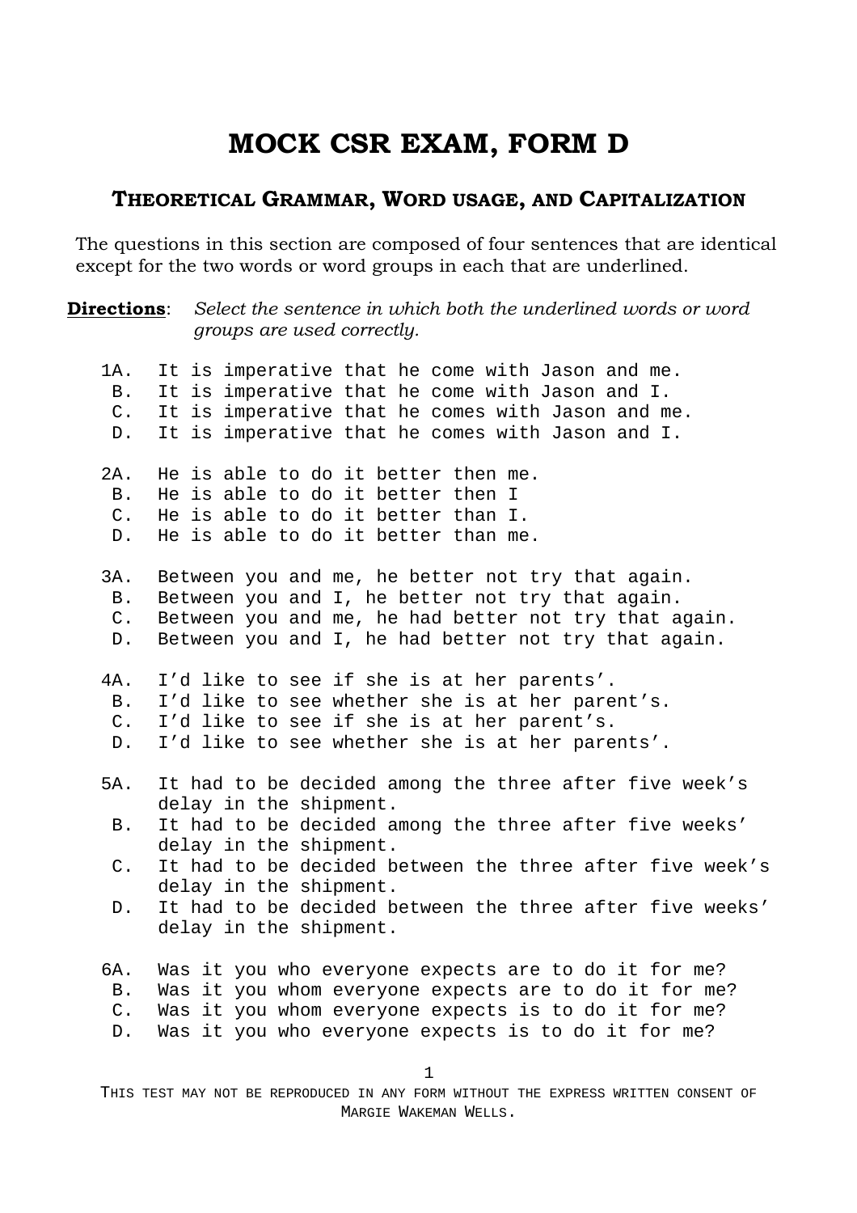# MOCK CSR EXAM, FORM D

## THEORETICAL GRAMMAR, WORD USAGE, AND CAPITALIZATION

The questions in this section are composed of four sentences that are identical except for the two words or word groups in each that are underlined.

**Directions**: *Select the sentence in which both the underlined words or word groups are used correctly.*

1A. It is imperative that he come with Jason and me.
 B. It is imperative that he come with Jason and I.
 C. It is imperative that he comes with Jason and me.
 D. It is imperative that he comes with Jason and I.

2A. He is able to do it better then me.
 B. He is able to do it better then I
 C. He is able to do it better than I.
 D. He is able to do it better than me.

3A. Between you and me, he better not try that again.
 B. Between you and I, he better not try that again.
 C. Between you and me, he had better not try that again.
 D. Between you and I, he had better not try that again.

4A. I'd like to see if she is at her parents'.
 B. I'd like to see whether she is at her parent's.
 C. I'd like to see if she is at her parent's.
 D. I'd like to see whether she is at her parents'.

5A. It had to be decided among the three after five week's delay in the shipment.
 B. It had to be decided among the three after five weeks' delay in the shipment.
 C. It had to be decided between the three after five week's delay in the shipment.
 D. It had to be decided between the three after five weeks' delay in the shipment.

6A. Was it you who everyone expects are to do it for me?
 B. Was it you whom everyone expects are to do it for me?
 C. Was it you whom everyone expects is to do it for me?
 D. Was it you who everyone expects is to do it for me?

THIS TEST MAY NOT BE REPRODUCED IN ANY FORM WITHOUT THE EXPRESS WRITTEN CONSENT OF MARGIE WAKEMAN WELLS.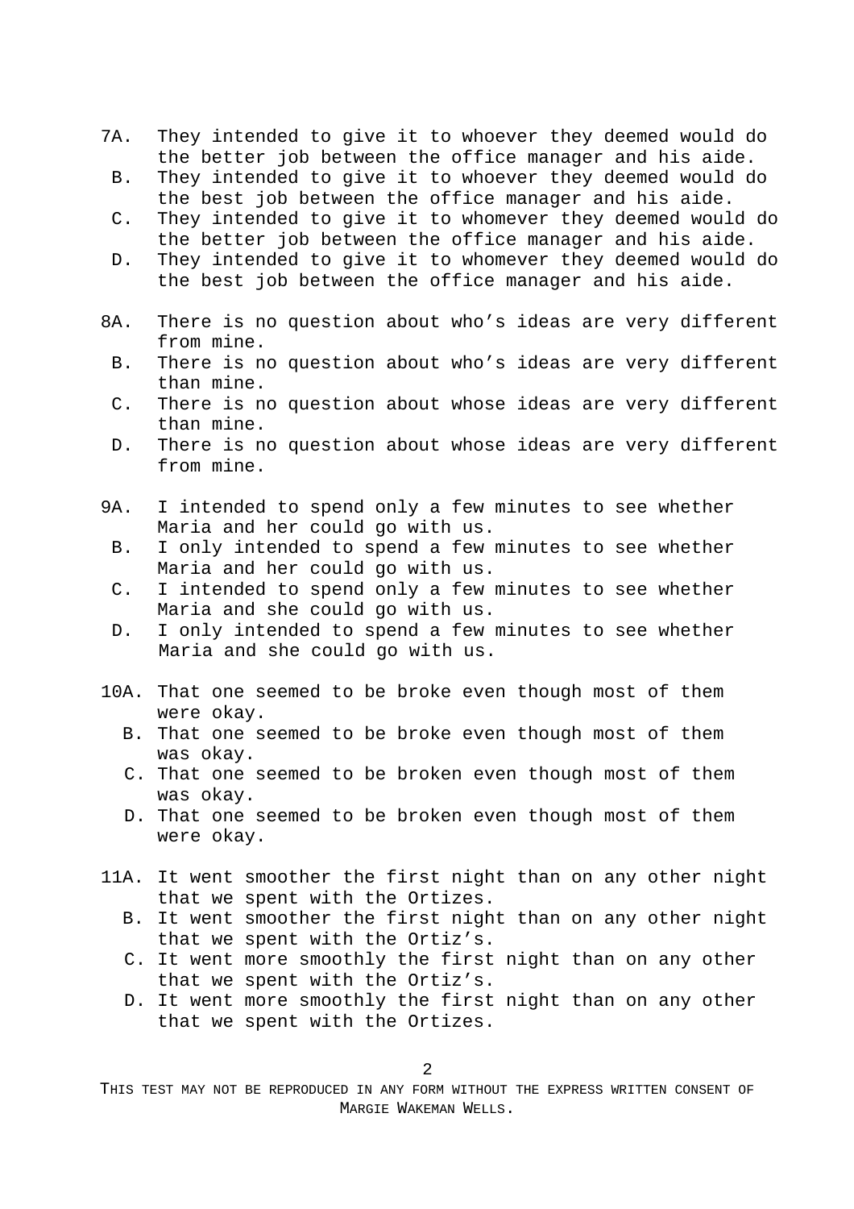7A. They intended to give it to whoever they deemed would do the better job between the office manager and his aide.
 B. They intended to give it to whoever they deemed would do the best job between the office manager and his aide.
 C. They intended to give it to whomever they deemed would do the better job between the office manager and his aide.
 D. They intended to give it to whomever they deemed would do the best job between the office manager and his aide.

8A. There is no question about who's ideas are very different from mine.
 B. There is no question about who's ideas are very different than mine.
 C. There is no question about whose ideas are very different than mine.
 D. There is no question about whose ideas are very different from mine.

9A. I intended to spend only a few minutes to see whether Maria and her could go with us.
 B. I only intended to spend a few minutes to see whether Maria and her could go with us.
 C. I intended to spend only a few minutes to see whether Maria and she could go with us.
 D. I only intended to spend a few minutes to see whether Maria and she could go with us.

10A. That one seemed to be broke even though most of them were okay.
 B. That one seemed to be broke even though most of them was okay.
 C. That one seemed to be broken even though most of them was okay.
 D. That one seemed to be broken even though most of them were okay.

11A. It went smoother the first night than on any other night that we spent with the Ortizes.
 B. It went smoother the first night than on any other night that we spent with the Ortiz's.
 C. It went more smoothly the first night than on any other that we spent with the Ortiz's.
 D. It went more smoothly the first night than on any other that we spent with the Ortizes.

THIS TEST MAY NOT BE REPRODUCED IN ANY FORM WITHOUT THE EXPRESS WRITTEN CONSENT OF MARGIE WAKEMAN WELLS.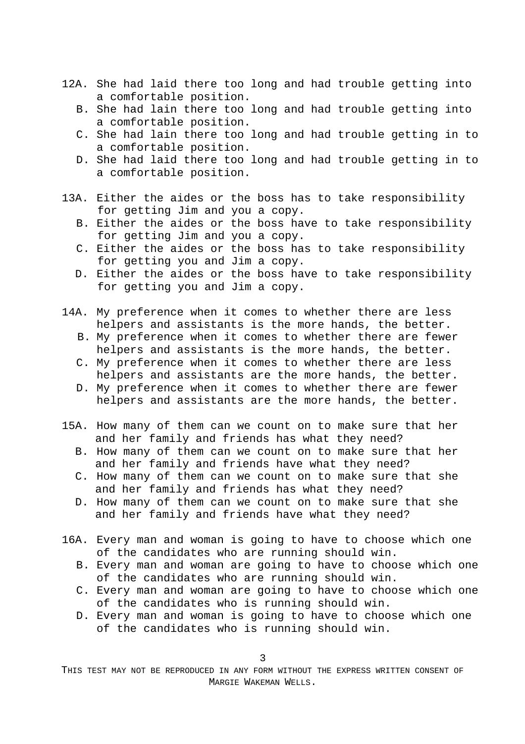12A. She had laid there too long and had trouble getting into a comfortable position.

B. She had lain there too long and had trouble getting into a comfortable position.

C. She had lain there too long and had trouble getting in to a comfortable position.

D. She had laid there too long and had trouble getting in to a comfortable position.

13A. Either the aides or the boss has to take responsibility for getting Jim and you a copy.

B. Either the aides or the boss have to take responsibility for getting Jim and you a copy.

C. Either the aides or the boss has to take responsibility for getting you and Jim a copy.

D. Either the aides or the boss have to take responsibility for getting you and Jim a copy.

14A. My preference when it comes to whether there are less helpers and assistants is the more hands, the better.

B. My preference when it comes to whether there are fewer helpers and assistants is the more hands, the better.

C. My preference when it comes to whether there are less helpers and assistants are the more hands, the better.

D. My preference when it comes to whether there are fewer helpers and assistants are the more hands, the better.

15A. How many of them can we count on to make sure that her and her family and friends has what they need?

B. How many of them can we count on to make sure that her and her family and friends have what they need?

C. How many of them can we count on to make sure that she and her family and friends has what they need?

D. How many of them can we count on to make sure that she and her family and friends have what they need?

16A. Every man and woman is going to have to choose which one of the candidates who are running should win.

B. Every man and woman are going to have to choose which one of the candidates who are running should win.

C. Every man and woman are going to have to choose which one of the candidates who is running should win.

D. Every man and woman is going to have to choose which one of the candidates who is running should win.

THIS TEST MAY NOT BE REPRODUCED IN ANY FORM WITHOUT THE EXPRESS WRITTEN CONSENT OF MARGIE WAKEMAN WELLS.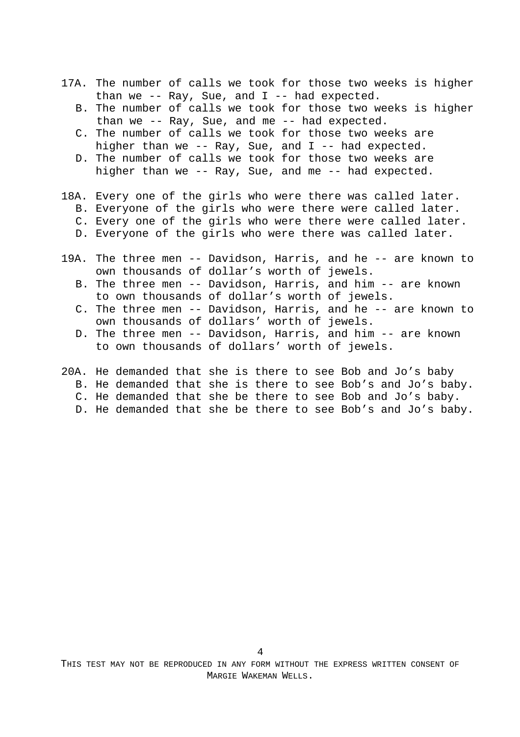17A. The number of calls we took for those two weeks is higher than we -- Ray, Sue, and I -- had expected.

   B. The number of calls we took for those two weeks is higher than we -- Ray, Sue, and me -- had expected.

   C. The number of calls we took for those two weeks are higher than we -- Ray, Sue, and I -- had expected.

   D. The number of calls we took for those two weeks are higher than we -- Ray, Sue, and me -- had expected.

18A. Every one of the girls who were there was called later.

   B. Everyone of the girls who were there were called later.

   C. Every one of the girls who were there were called later.

   D. Everyone of the girls who were there was called later.

19A. The three men -- Davidson, Harris, and he -- are known to own thousands of dollar's worth of jewels.

   B. The three men -- Davidson, Harris, and him -- are known to own thousands of dollar's worth of jewels.

   C. The three men -- Davidson, Harris, and he -- are known to own thousands of dollars' worth of jewels.

   D. The three men -- Davidson, Harris, and him -- are known to own thousands of dollars' worth of jewels.

20A. He demanded that she is there to see Bob and Jo's baby

   B. He demanded that she is there to see Bob's and Jo's baby.

   C. He demanded that she be there to see Bob and Jo's baby.

   D. He demanded that she be there to see Bob's and Jo's baby.

THIS TEST MAY NOT BE REPRODUCED IN ANY FORM WITHOUT THE EXPRESS WRITTEN CONSENT OF MARGIE WAKEMAN WELLS.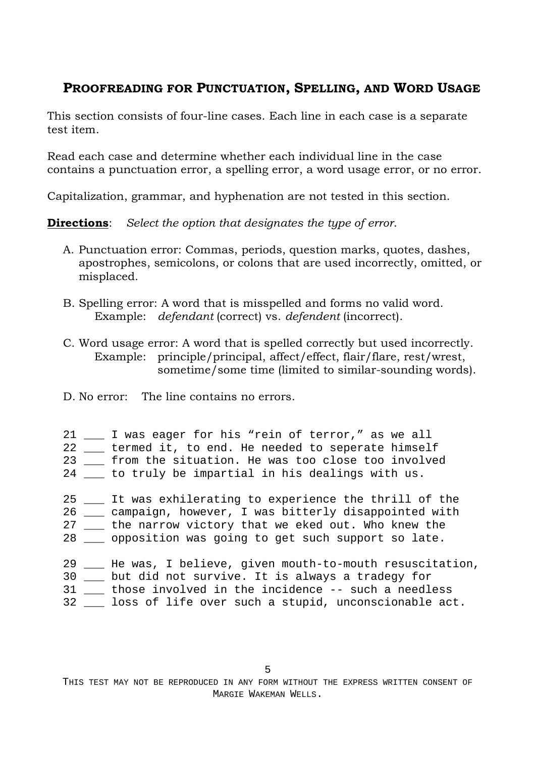## **Proofreading for Punctuation, Spelling, and Word Usage**

This section consists of four-line cases. Each line in each case is a separate test item.

Read each case and determine whether each individual line in the case contains a punctuation error, a spelling error, a word usage error, or no error.

Capitalization, grammar, and hyphenation are not tested in this section.

**Directions**: *Select the option that designates the type of error.*

A. Punctuation error: Commas, periods, question marks, quotes, dashes, apostrophes, semicolons, or colons that are used incorrectly, omitted, or misplaced.

B. Spelling error: A word that is misspelled and forms no valid word.
   Example: *defendant* (correct) vs. *defendent* (incorrect).

C. Word usage error: A word that is spelled correctly but used incorrectly.
   Example: principle/principal, affect/effect, flair/flare, rest/wrest, sometime/some time (limited to similar-sounding words).

D. No error: The line contains no errors.

```
21 ___ I was eager for his “rein of terror,” as we all
22 ___ termed it, to end. He needed to seperate himself
23 ___ from the situation. He was too close too involved
24 ___ to truly be impartial in his dealings with us.

25 ___ It was exhilerating to experience the thrill of the
26 ___ campaign, however, I was bitterly disappointed with
27 ___ the narrow victory that we eked out. Who knew the
28 ___ opposition was going to get such support so late.

29 ___ He was, I believe, given mouth-to-mouth resuscitation,
30 ___ but did not survive. It is always a tradegy for
31 ___ those involved in the incidence -- such a needless
32 ___ loss of life over such a stupid, unconscionable act.
```

This test may not be reproduced in any form without the express written consent of Margie Wakeman Wells.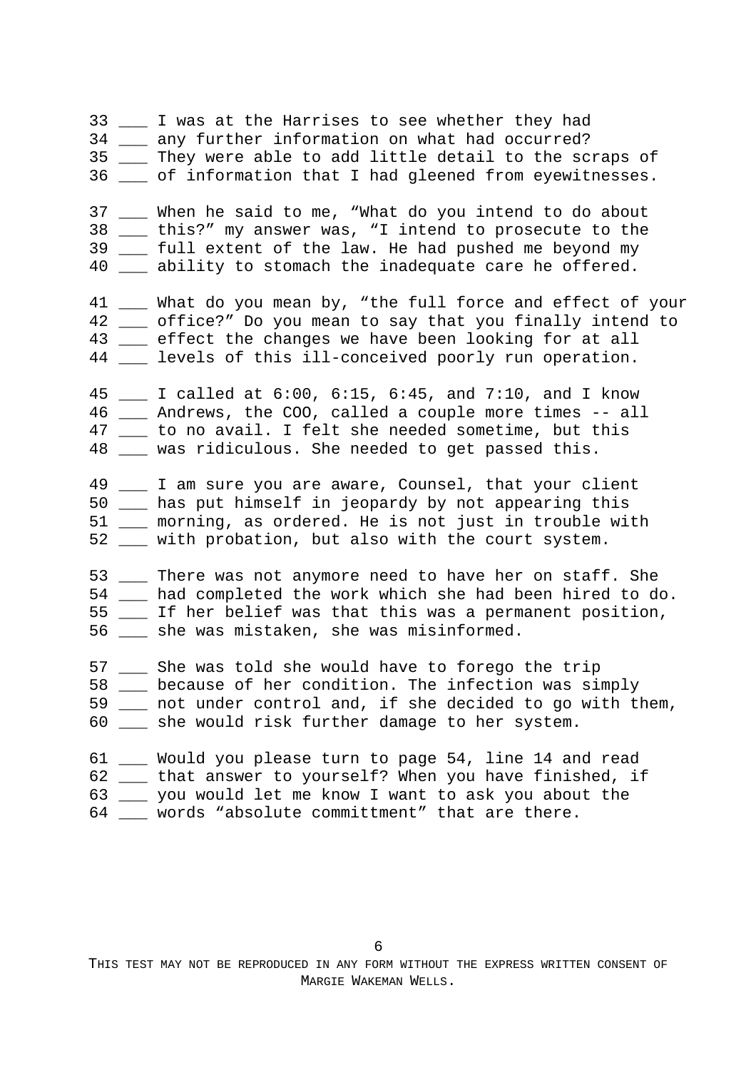33 ___ I was at the Harrises to see whether they had
34 ___ any further information on what had occurred?
35 ___ They were able to add little detail to the scraps of
36 ___ of information that I had gleened from eyewitnesses.

37 ___ When he said to me, “What do you intend to do about
38 ___ this?” my answer was, “I intend to prosecute to the
39 ___ full extent of the law. He had pushed me beyond my
40 ___ ability to stomach the inadequate care he offered.

41 ___ What do you mean by, “the full force and effect of your
42 ___ office?” Do you mean to say that you finally intend to
43 ___ effect the changes we have been looking for at all
44 ___ levels of this ill-conceived poorly run operation.

45 ___ I called at 6:00, 6:15, 6:45, and 7:10, and I know
46 ___ Andrews, the COO, called a couple more times -- all
47 ___ to no avail. I felt she needed sometime, but this
48 ___ was ridiculous. She needed to get passed this.

49 ___ I am sure you are aware, Counsel, that your client
50 ___ has put himself in jeopardy by not appearing this
51 ___ morning, as ordered. He is not just in trouble with
52 ___ with probation, but also with the court system.

53 ___ There was not anymore need to have her on staff. She
54 ___ had completed the work which she had been hired to do.
55 ___ If her belief was that this was a permanent position,
56 ___ she was mistaken, she was misinformed.

57 ___ She was told she would have to forego the trip
58 ___ because of her condition. The infection was simply
59 ___ not under control and, if she decided to go with them,
60 ___ she would risk further damage to her system.

61 ___ Would you please turn to page 54, line 14 and read
62 ___ that answer to yourself? When you have finished, if
63 ___ you would let me know I want to ask you about the
64 ___ words “absolute committment” that are there.

THIS TEST MAY NOT BE REPRODUCED IN ANY FORM WITHOUT THE EXPRESS WRITTEN CONSENT OF MARGIE WAKEMAN WELLS.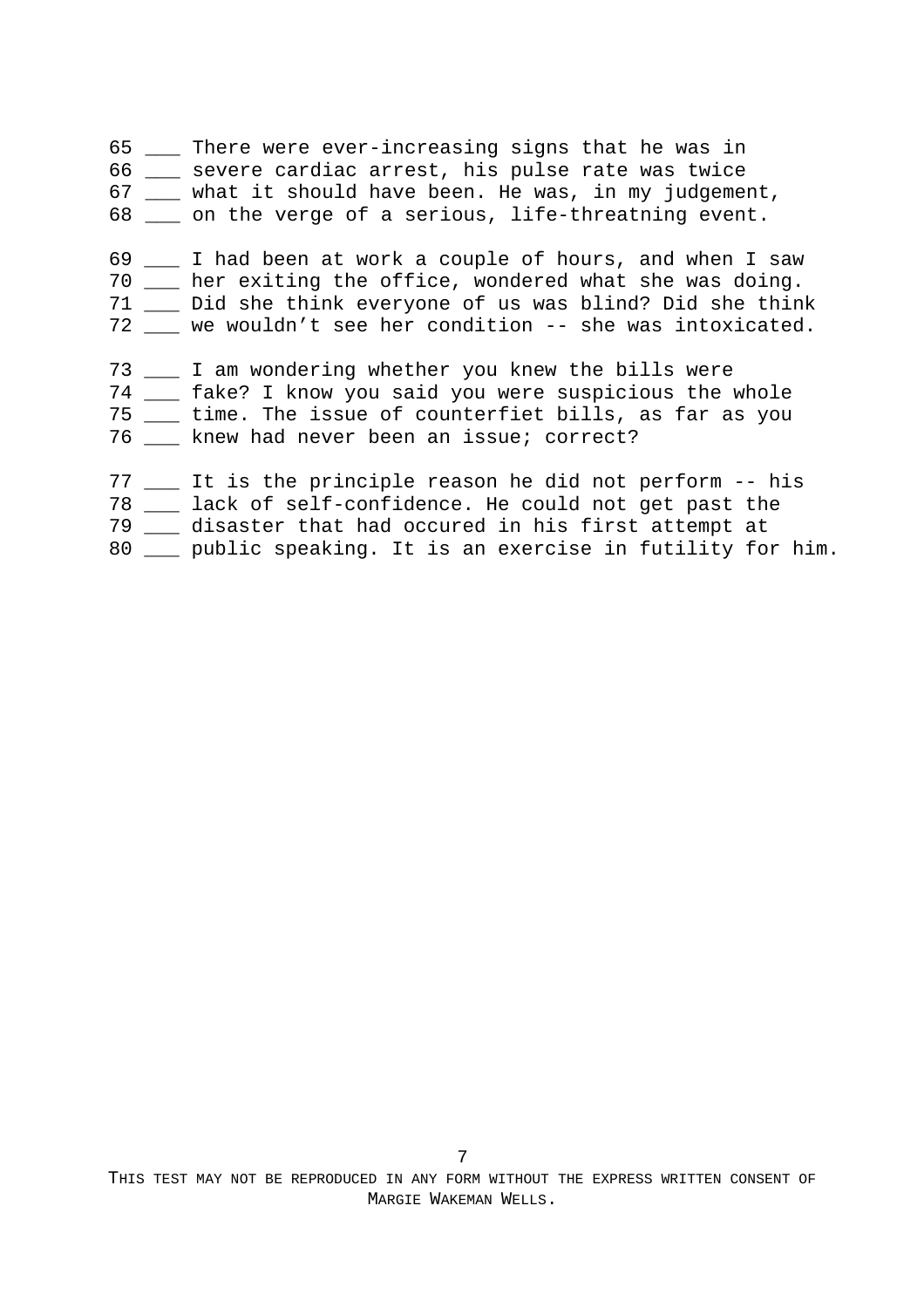```
65 ___ There were ever-increasing signs that he was in
66 ___ severe cardiac arrest, his pulse rate was twice
67 ___ what it should have been. He was, in my judgement,
68 ___ on the verge of a serious, life-threatning event.

69 ___ I had been at work a couple of hours, and when I saw
70 ___ her exiting the office, wondered what she was doing.
71 ___ Did she think everyone of us was blind? Did she think
72 ___ we wouldn't see her condition -- she was intoxicated.

73 ___ I am wondering whether you knew the bills were
74 ___ fake? I know you said you were suspicious the whole
75 ___ time. The issue of counterfiet bills, as far as you
76 ___ knew had never been an issue; correct?

77 ___ It is the principle reason he did not perform -- his
78 ___ lack of self-confidence. He could not get past the
79 ___ disaster that had occured in his first attempt at
80 ___ public speaking. It is an exercise in futility for him.
```

THIS TEST MAY NOT BE REPRODUCED IN ANY FORM WITHOUT THE EXPRESS WRITTEN CONSENT OF MARGIE WAKEMAN WELLS.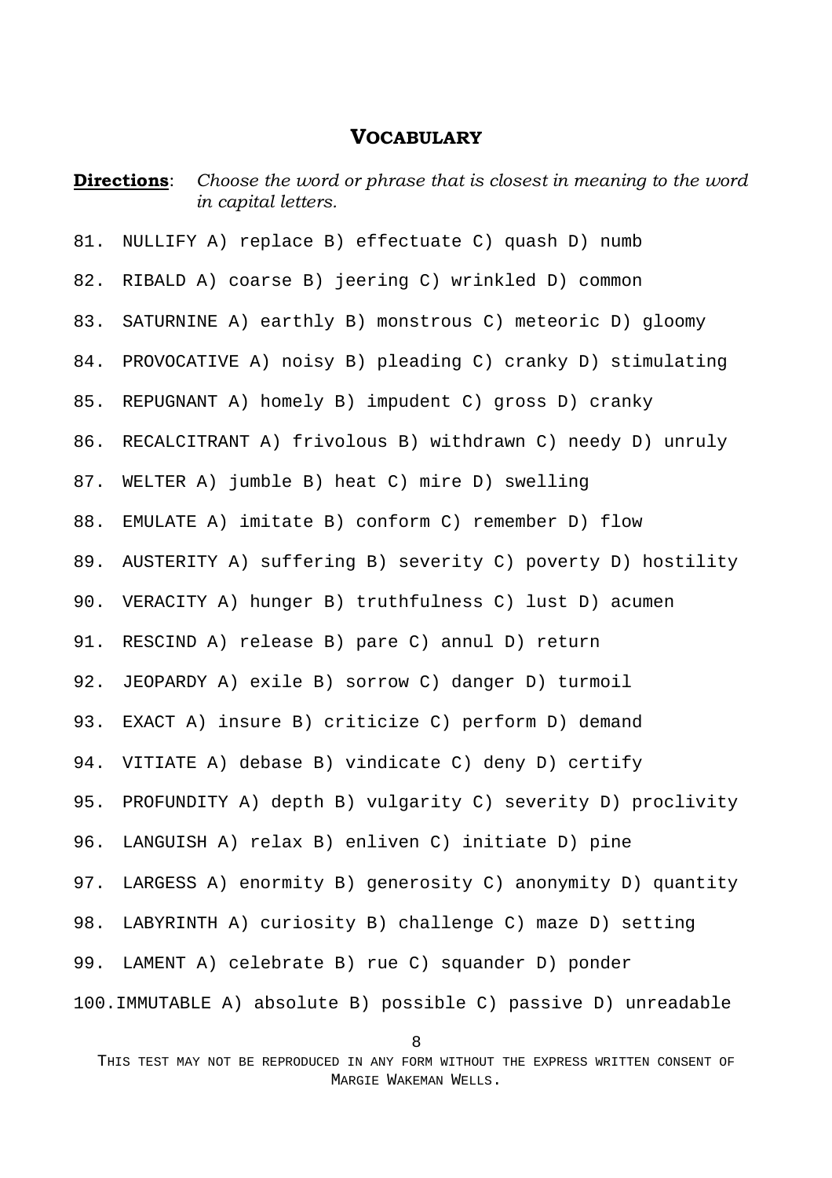## VOCABULARY

**Directions**: *Choose the word or phrase that is closest in meaning to the word in capital letters.*

81. NULLIFY A) replace B) effectuate C) quash D) numb

82. RIBALD A) coarse B) jeering C) wrinkled D) common

83. SATURNINE A) earthly B) monstrous C) meteoric D) gloomy

84. PROVOCATIVE A) noisy B) pleading C) cranky D) stimulating

85. REPUGNANT A) homely B) impudent C) gross D) cranky

86. RECALCITRANT A) frivolous B) withdrawn C) needy D) unruly

87. WELTER A) jumble B) heat C) mire D) swelling

88. EMULATE A) imitate B) conform C) remember D) flow

89. AUSTERITY A) suffering B) severity C) poverty D) hostility

90. VERACITY A) hunger B) truthfulness C) lust D) acumen

91. RESCIND A) release B) pare C) annul D) return

92. JEOPARDY A) exile B) sorrow C) danger D) turmoil

93. EXACT A) insure B) criticize C) perform D) demand

94. VITIATE A) debase B) vindicate C) deny D) certify

95. PROFUNDITY A) depth B) vulgarity C) severity D) proclivity

96. LANGUISH A) relax B) enliven C) initiate D) pine

97. LARGESS A) enormity B) generosity C) anonymity D) quantity

98. LABYRINTH A) curiosity B) challenge C) maze D) setting

99. LAMENT A) celebrate B) rue C) squander D) ponder

100. IMMUTABLE A) absolute B) possible C) passive D) unreadable

THIS TEST MAY NOT BE REPRODUCED IN ANY FORM WITHOUT THE EXPRESS WRITTEN CONSENT OF MARGIE WAKEMAN WELLS.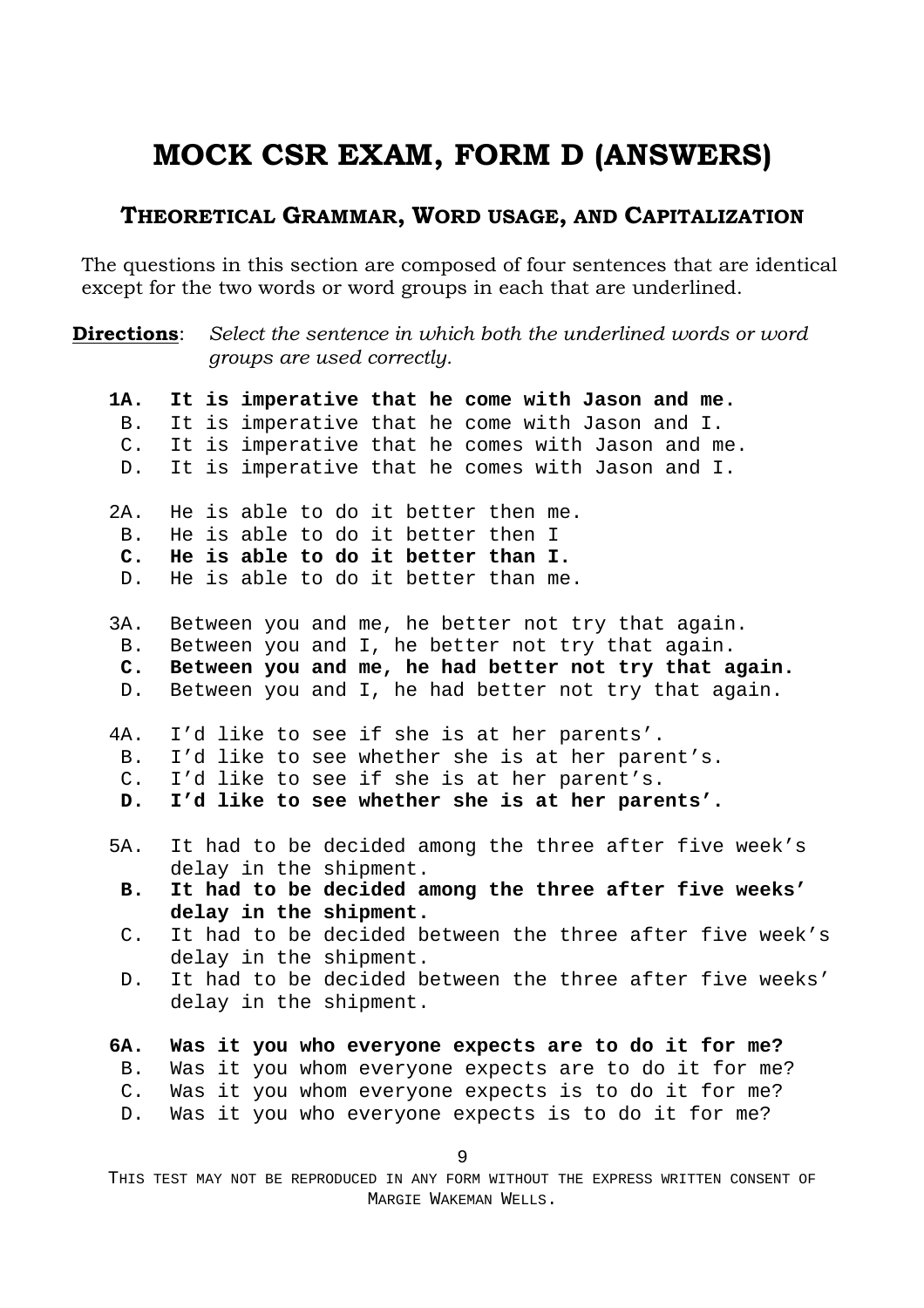# MOCK CSR EXAM, FORM D (ANSWERS)

## THEORETICAL GRAMMAR, WORD USAGE, AND CAPITALIZATION

The questions in this section are composed of four sentences that are identical except for the two words or word groups in each that are underlined.

**Directions**: *Select the sentence in which both the underlined words or word groups are used correctly.*

**1A. It is imperative that he come with Jason and me.**
B. It is imperative that he come with Jason and I.
C. It is imperative that he comes with Jason and me.
D. It is imperative that he comes with Jason and I.

2A. He is able to do it better then me.
B. He is able to do it better then I
**C. He is able to do it better than I.**
D. He is able to do it better than me.

3A. Between you and me, he better not try that again.
B. Between you and I, he better not try that again.
**C. Between you and me, he had better not try that again.**
D. Between you and I, he had better not try that again.

4A. I'd like to see if she is at her parents'.
B. I'd like to see whether she is at her parent's.
C. I'd like to see if she is at her parent's.
**D. I'd like to see whether she is at her parents'.**

5A. It had to be decided among the three after five week's delay in the shipment.
**B. It had to be decided among the three after five weeks' delay in the shipment.**
C. It had to be decided between the three after five week's delay in the shipment.
D. It had to be decided between the three after five weeks' delay in the shipment.

**6A. Was it you who everyone expects are to do it for me?**
B. Was it you whom everyone expects are to do it for me?
C. Was it you whom everyone expects is to do it for me?
D. Was it you who everyone expects is to do it for me?

THIS TEST MAY NOT BE REPRODUCED IN ANY FORM WITHOUT THE EXPRESS WRITTEN CONSENT OF MARGIE WAKEMAN WELLS.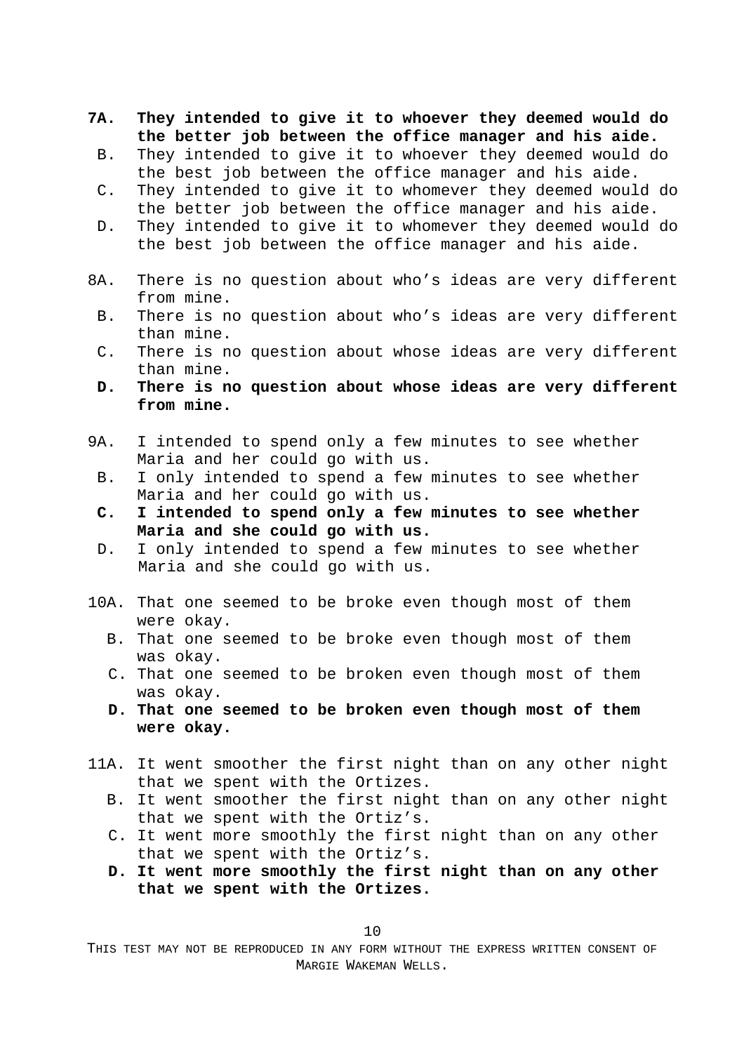**7A. They intended to give it to whoever they deemed would do the better job between the office manager and his aide.**

B. They intended to give it to whoever they deemed would do the best job between the office manager and his aide.

C. They intended to give it to whomever they deemed would do the better job between the office manager and his aide.

D. They intended to give it to whomever they deemed would do the best job between the office manager and his aide.

8A. There is no question about who’s ideas are very different from mine.

B. There is no question about who’s ideas are very different than mine.

C. There is no question about whose ideas are very different than mine.

**D. There is no question about whose ideas are very different from mine.**

9A. I intended to spend only a few minutes to see whether Maria and her could go with us.

B. I only intended to spend a few minutes to see whether Maria and her could go with us.

**C. I intended to spend only a few minutes to see whether Maria and she could go with us.**

D. I only intended to spend a few minutes to see whether Maria and she could go with us.

10A. That one seemed to be broke even though most of them were okay.

B. That one seemed to be broke even though most of them was okay.

C. That one seemed to be broken even though most of them was okay.

**D. That one seemed to be broken even though most of them were okay.**

11A. It went smoother the first night than on any other night that we spent with the Ortizes.

B. It went smoother the first night than on any other night that we spent with the Ortiz’s.

C. It went more smoothly the first night than on any other that we spent with the Ortiz’s.

**D. It went more smoothly the first night than on any other that we spent with the Ortizes.**

THIS TEST MAY NOT BE REPRODUCED IN ANY FORM WITHOUT THE EXPRESS WRITTEN CONSENT OF MARGIE WAKEMAN WELLS.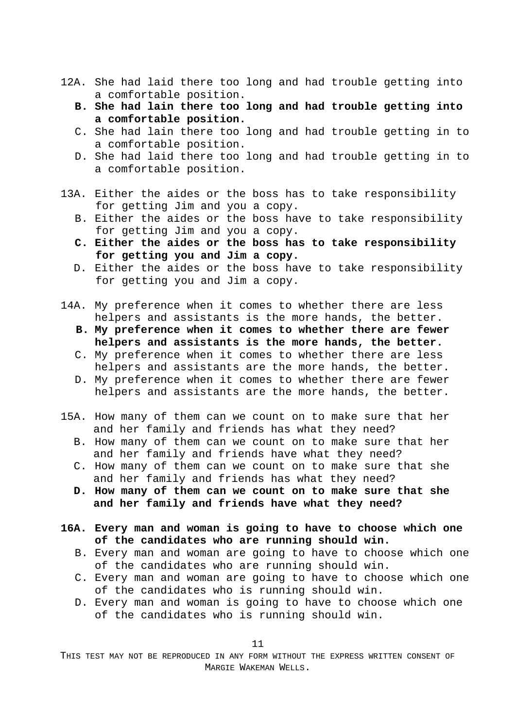12A. She had laid there too long and had trouble getting into a comfortable position.

**B. She had lain there too long and had trouble getting into a comfortable position.**

C. She had lain there too long and had trouble getting in to a comfortable position.

D. She had laid there too long and had trouble getting in to a comfortable position.

13A. Either the aides or the boss has to take responsibility for getting Jim and you a copy.

B. Either the aides or the boss have to take responsibility for getting Jim and you a copy.

**C. Either the aides or the boss has to take responsibility for getting you and Jim a copy.**

D. Either the aides or the boss have to take responsibility for getting you and Jim a copy.

14A. My preference when it comes to whether there are less helpers and assistants is the more hands, the better.

**B. My preference when it comes to whether there are fewer helpers and assistants is the more hands, the better.**

C. My preference when it comes to whether there are less helpers and assistants are the more hands, the better.

D. My preference when it comes to whether there are fewer helpers and assistants are the more hands, the better.

15A. How many of them can we count on to make sure that her and her family and friends has what they need?

B. How many of them can we count on to make sure that her and her family and friends have what they need?

C. How many of them can we count on to make sure that she and her family and friends has what they need?

**D. How many of them can we count on to make sure that she and her family and friends have what they need?**

**16A. Every man and woman is going to have to choose which one of the candidates who are running should win.**

B. Every man and woman are going to have to choose which one of the candidates who are running should win.

C. Every man and woman are going to have to choose which one of the candidates who is running should win.

D. Every man and woman is going to have to choose which one of the candidates who is running should win.

THIS TEST MAY NOT BE REPRODUCED IN ANY FORM WITHOUT THE EXPRESS WRITTEN CONSENT OF MARGIE WAKEMAN WELLS.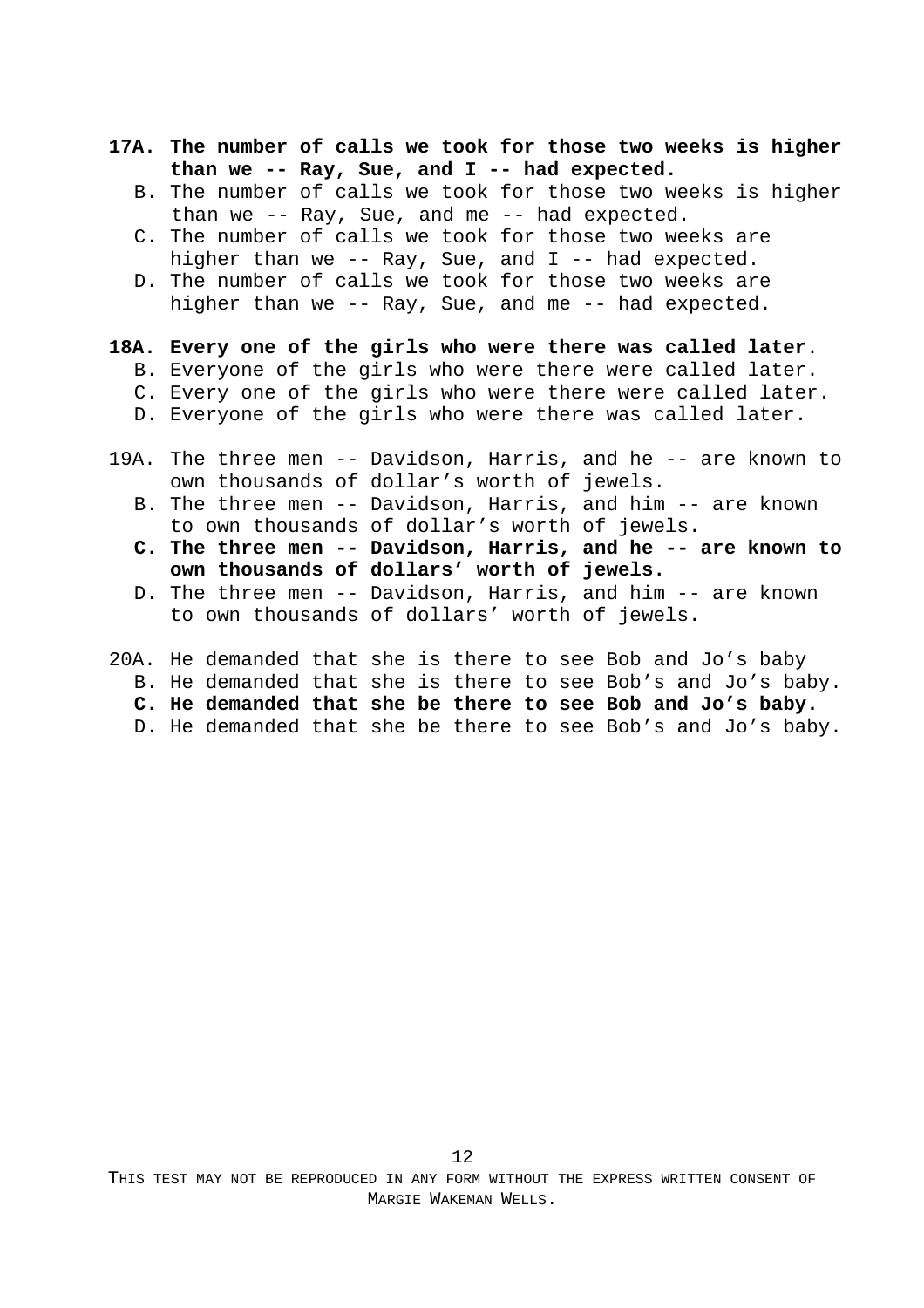**17A. The number of calls we took for those two weeks is higher than we -- Ray, Sue, and I -- had expected.**

B. The number of calls we took for those two weeks is higher than we -- Ray, Sue, and me -- had expected.

C. The number of calls we took for those two weeks are higher than we -- Ray, Sue, and I -- had expected.

D. The number of calls we took for those two weeks are higher than we -- Ray, Sue, and me -- had expected.

**18A. Every one of the girls who were there was called later**.

B. Everyone of the girls who were there were called later.

C. Every one of the girls who were there were called later.

D. Everyone of the girls who were there was called later.

19A. The three men -- Davidson, Harris, and he -- are known to own thousands of dollar's worth of jewels.

B. The three men -- Davidson, Harris, and him -- are known to own thousands of dollar's worth of jewels.

**C. The three men -- Davidson, Harris, and he -- are known to own thousands of dollars' worth of jewels.**

D. The three men -- Davidson, Harris, and him -- are known to own thousands of dollars' worth of jewels.

20A. He demanded that she is there to see Bob and Jo's baby

B. He demanded that she is there to see Bob's and Jo's baby.

**C. He demanded that she be there to see Bob and Jo's baby.**

D. He demanded that she be there to see Bob's and Jo's baby.

THIS TEST MAY NOT BE REPRODUCED IN ANY FORM WITHOUT THE EXPRESS WRITTEN CONSENT OF MARGIE WAKEMAN WELLS.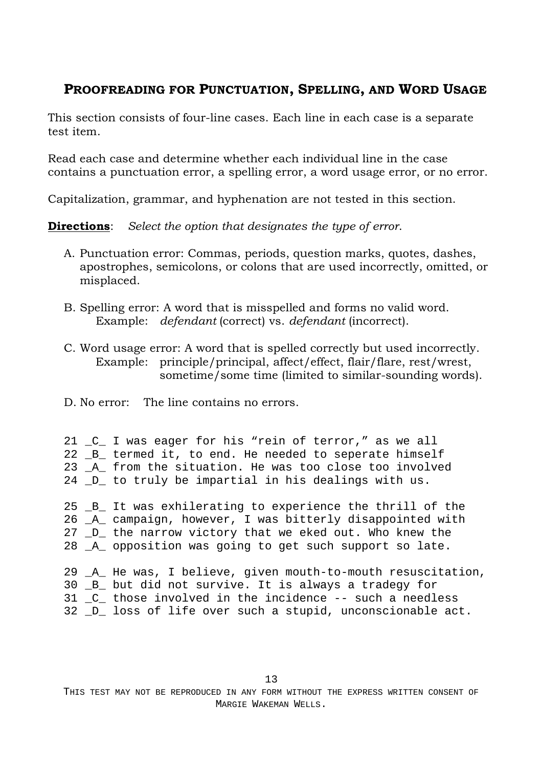## PROOFREADING FOR PUNCTUATION, SPELLING, AND WORD USAGE

This section consists of four-line cases. Each line in each case is a separate test item.

Read each case and determine whether each individual line in the case contains a punctuation error, a spelling error, a word usage error, or no error.

Capitalization, grammar, and hyphenation are not tested in this section.

**Directions**: *Select the option that designates the type of error.*

A. Punctuation error: Commas, periods, question marks, quotes, dashes, apostrophes, semicolons, or colons that are used incorrectly, omitted, or misplaced.

B. Spelling error: A word that is misspelled and forms no valid word.
   Example: *defendant* (correct) vs. *defendant* (incorrect).

C. Word usage error: A word that is spelled correctly but used incorrectly.
   Example: principle/principal, affect/effect, flair/flare, rest/wrest, sometime/some time (limited to similar-sounding words).

D. No error: The line contains no errors.

```
21 _C_ I was eager for his "rein of terror," as we all
22 _B_ termed it, to end. He needed to seperate himself
23 _A_ from the situation. He was too close too involved
24 _D_ to truly be impartial in his dealings with us.

25 _B_ It was exhilerating to experience the thrill of the
26 _A_ campaign, however, I was bitterly disappointed with
27 _D_ the narrow victory that we eked out. Who knew the
28 _A_ opposition was going to get such support so late.

29 _A_ He was, I believe, given mouth-to-mouth resuscitation,
30 _B_ but did not survive. It is always a tradegy for
31 _C_ those involved in the incidence -- such a needless
32 _D_ loss of life over such a stupid, unconscionable act.
```

THIS TEST MAY NOT BE REPRODUCED IN ANY FORM WITHOUT THE EXPRESS WRITTEN CONSENT OF MARGIE WAKEMAN WELLS.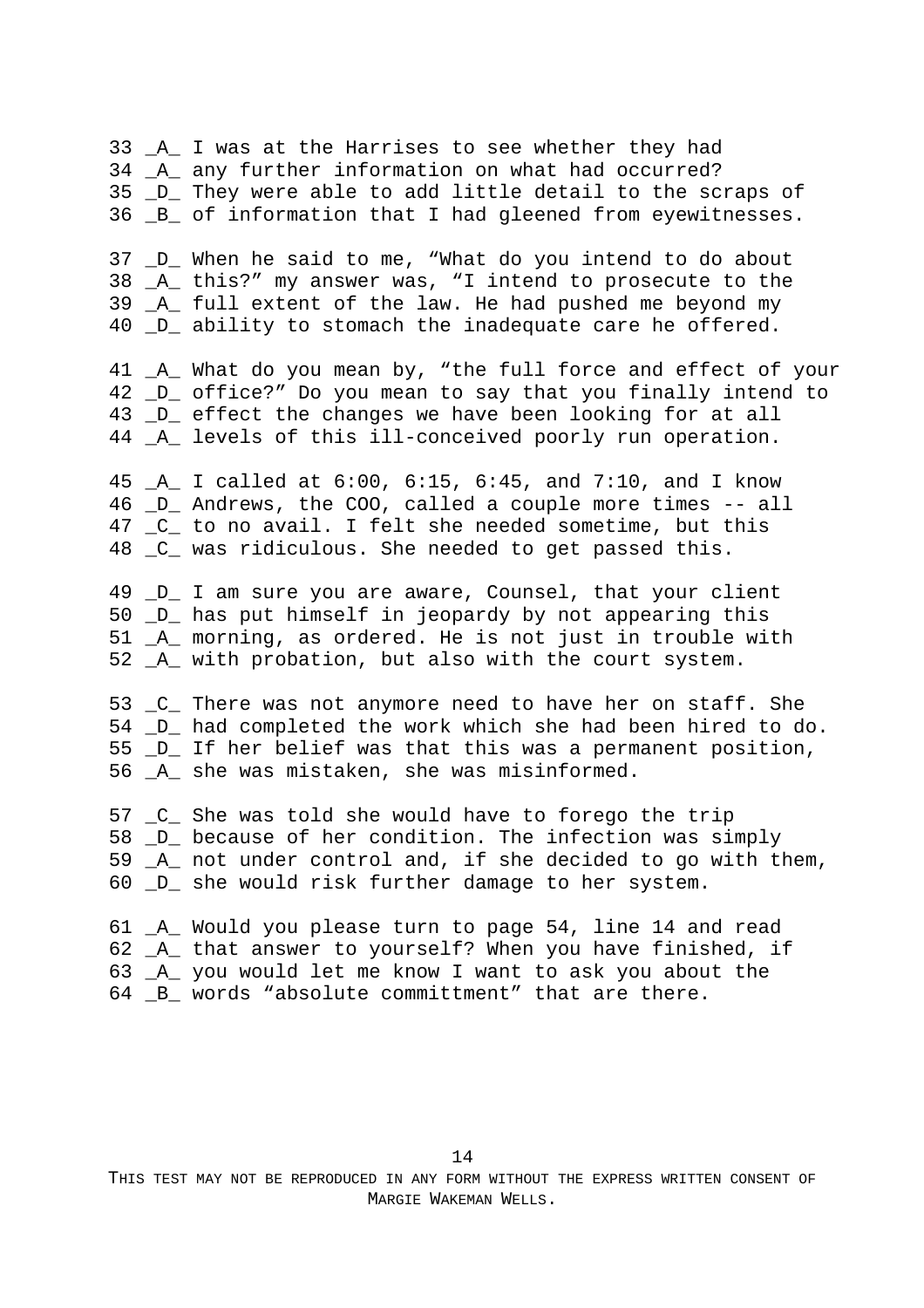```
33 _A_ I was at the Harrises to see whether they had
34 _A_ any further information on what had occurred?
35 _D_ They were able to add little detail to the scraps of
36 _B_ of information that I had gleened from eyewitnesses.

37 _D_ When he said to me, "What do you intend to do about
38 _A_ this?" my answer was, "I intend to prosecute to the
39 _A_ full extent of the law. He had pushed me beyond my
40 _D_ ability to stomach the inadequate care he offered.

41 _A_ What do you mean by, "the full force and effect of your
42 _D_ office?" Do you mean to say that you finally intend to
43 _D_ effect the changes we have been looking for at all
44 _A_ levels of this ill-conceived poorly run operation.

45 _A_ I called at 6:00, 6:15, 6:45, and 7:10, and I know
46 _D_ Andrews, the COO, called a couple more times -- all
47 _C_ to no avail. I felt she needed sometime, but this
48 _C_ was ridiculous. She needed to get passed this.

49 _D_ I am sure you are aware, Counsel, that your client
50 _D_ has put himself in jeopardy by not appearing this
51 _A_ morning, as ordered. He is not just in trouble with
52 _A_ with probation, but also with the court system.

53 _C_ There was not anymore need to have her on staff. She
54 _D_ had completed the work which she had been hired to do.
55 _D_ If her belief was that this was a permanent position,
56 _A_ she was mistaken, she was misinformed.

57 _C_ She was told she would have to forego the trip
58 _D_ because of her condition. The infection was simply
59 _A_ not under control and, if she decided to go with them,
60 _D_ she would risk further damage to her system.

61 _A_ Would you please turn to page 54, line 14 and read
62 _A_ that answer to yourself? When you have finished, if
63 _A_ you would let me know I want to ask you about the
64 _B_ words "absolute committment" that are there.
```

THIS TEST MAY NOT BE REPRODUCED IN ANY FORM WITHOUT THE EXPRESS WRITTEN CONSENT OF MARGIE WAKEMAN WELLS.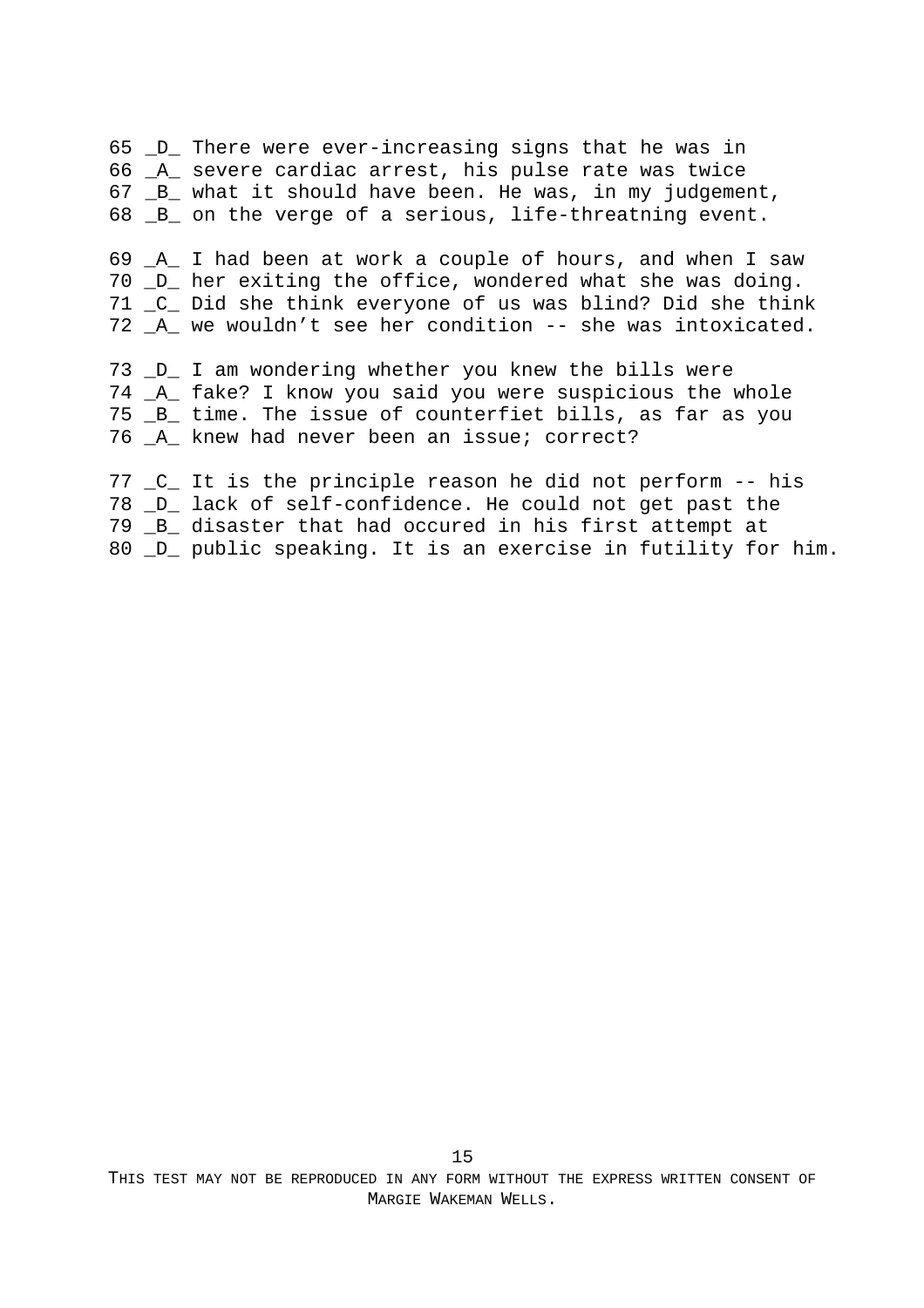```
65 _D_ There were ever-increasing signs that he was in
66 _A_ severe cardiac arrest, his pulse rate was twice
67 _B_ what it should have been. He was, in my judgement,
68 _B_ on the verge of a serious, life-threatning event.

69 _A_ I had been at work a couple of hours, and when I saw
70 _D_ her exiting the office, wondered what she was doing.
71 _C_ Did she think everyone of us was blind? Did she think
72 _A_ we wouldn't see her condition -- she was intoxicated.

73 _D_ I am wondering whether you knew the bills were
74 _A_ fake? I know you said you were suspicious the whole
75 _B_ time. The issue of counterfiet bills, as far as you
76 _A_ knew had never been an issue; correct?

77 _C_ It is the principle reason he did not perform -- his
78 _D_ lack of self-confidence. He could not get past the
79 _B_ disaster that had occured in his first attempt at
80 _D_ public speaking. It is an exercise in futility for him.
```

THIS TEST MAY NOT BE REPRODUCED IN ANY FORM WITHOUT THE EXPRESS WRITTEN CONSENT OF MARGIE WAKEMAN WELLS.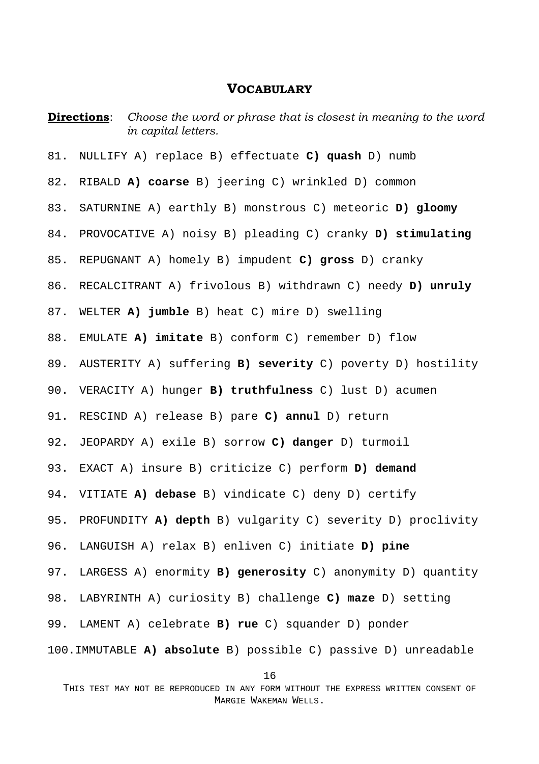## VOCABULARY

**Directions**: *Choose the word or phrase that is closest in meaning to the word in capital letters.*

81. NULLIFY A) replace B) effectuate **C) quash** D) numb

82. RIBALD **A) coarse** B) jeering C) wrinkled D) common

83. SATURNINE A) earthly B) monstrous C) meteoric **D) gloomy**

84. PROVOCATIVE A) noisy B) pleading C) cranky **D) stimulating**

85. REPUGNANT A) homely B) impudent **C) gross** D) cranky

86. RECALCITRANT A) frivolous B) withdrawn C) needy **D) unruly**

87. WELTER **A) jumble** B) heat C) mire D) swelling

88. EMULATE **A) imitate** B) conform C) remember D) flow

89. AUSTERITY A) suffering **B) severity** C) poverty D) hostility

90. VERACITY A) hunger **B) truthfulness** C) lust D) acumen

91. RESCIND A) release B) pare **C) annul** D) return

92. JEOPARDY A) exile B) sorrow **C) danger** D) turmoil

93. EXACT A) insure B) criticize C) perform **D) demand**

94. VITIATE **A) debase** B) vindicate C) deny D) certify

95. PROFUNDITY **A) depth** B) vulgarity C) severity D) proclivity

96. LANGUISH A) relax B) enliven C) initiate **D) pine**

97. LARGESS A) enormity **B) generosity** C) anonymity D) quantity

98. LABYRINTH A) curiosity B) challenge **C) maze** D) setting

99. LAMENT A) celebrate **B) rue** C) squander D) ponder

100. IMMUTABLE **A) absolute** B) possible C) passive D) unreadable

THIS TEST MAY NOT BE REPRODUCED IN ANY FORM WITHOUT THE EXPRESS WRITTEN CONSENT OF MARGIE WAKEMAN WELLS.